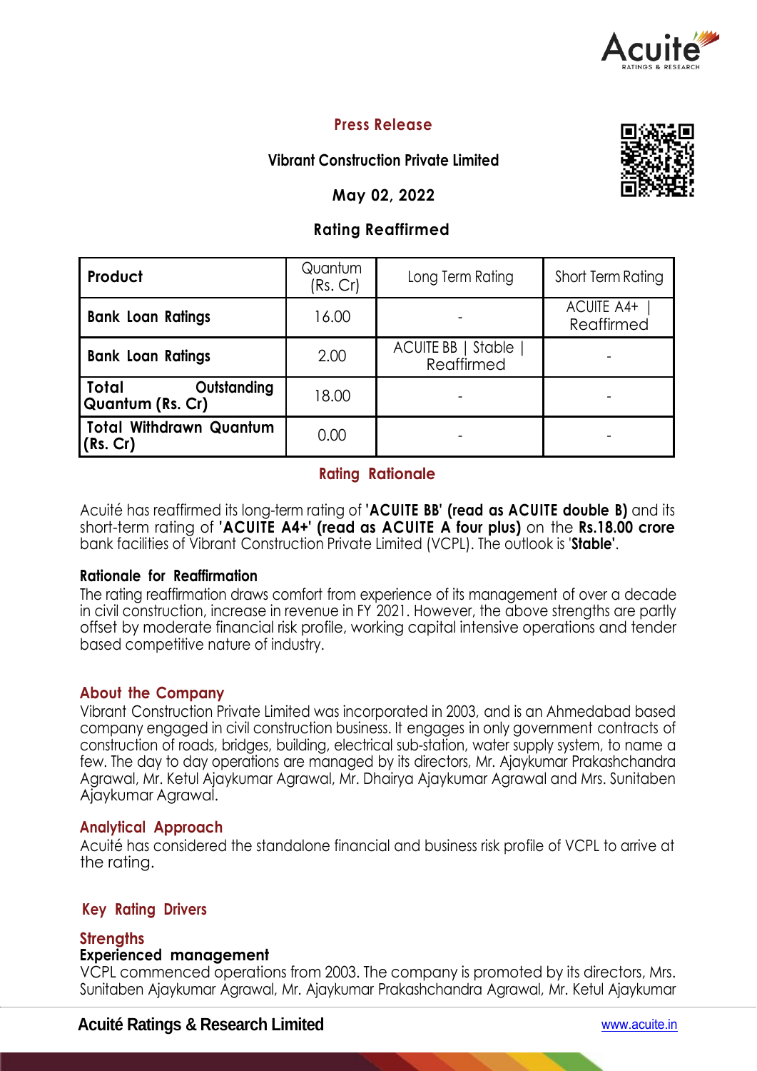## Press Release

**Vibrant Construction Private Limited**

**May 02, 2022**

### Rating Reaffirmed

| Product | Quantum (Rs. Cr) | Long Term Rating | Short Term Rating |
|---|---|---|---|
| **Bank Loan Ratings** | 16.00 | - | ACUITE A4+ \| Reaffirmed |
| **Bank Loan Ratings** | 2.00 | ACUITE BB \| Stable \| Reaffirmed | - |
| **Total Outstanding Quantum (Rs. Cr)** | 18.00 | - | - |
| **Total Withdrawn Quantum (Rs. Cr)** | 0.00 | - | - |

## Rating Rationale

Acuité has reaffirmed its long-term rating of **'ACUITE BB' (read as ACUITE double B)** and its short-term rating of **'ACUITE A4+' (read as ACUITE A four plus)** on the **Rs.18.00 crore** bank facilities of Vibrant Construction Private Limited (VCPL). The outlook is '**Stable**'.

**Rationale for Reaffirmation**

The rating reaffirmation draws comfort from experience of its management of over a decade in civil construction, increase in revenue in FY 2021. However, the above strengths are partly offset by moderate financial risk profile, working capital intensive operations and tender based competitive nature of industry.

## About the Company

Vibrant Construction Private Limited was incorporated in 2003, and is an Ahmedabad based company engaged in civil construction business. It engages in only government contracts of construction of roads, bridges, building, electrical sub-station, water supply system, to name a few. The day to day operations are managed by its directors, Mr. Ajaykumar Prakashchandra Agrawal, Mr. Ketul Ajaykumar Agrawal, Mr. Dhairya Ajaykumar Agrawal and Mrs. Sunitaben Ajaykumar Agrawal.

## Analytical Approach

Acuité has considered the standalone financial and business risk profile of VCPL to arrive at the rating.

## Key Rating Drivers

### Strengths

**Experienced management**

VCPL commenced operations from 2003. The company is promoted by its directors, Mrs. Sunitaben Ajaykumar Agrawal, Mr. Ajaykumar Prakashchandra Agrawal, Mr. Ketul Ajaykumar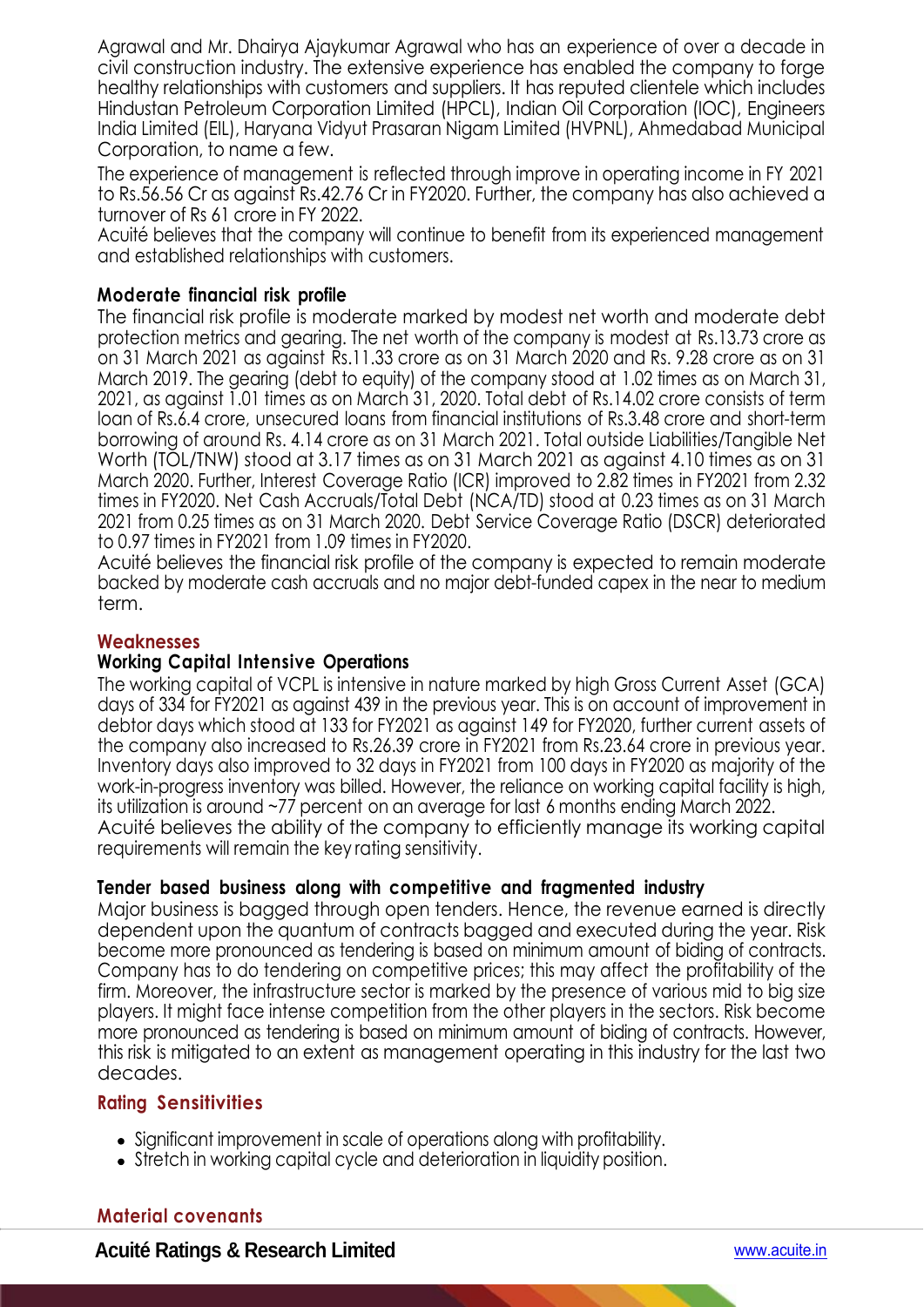Agrawal and Mr. Dhairya Ajaykumar Agrawal who has an experience of over a decade in civil construction industry. The extensive experience has enabled the company to forge healthy relationships with customers and suppliers. It has reputed clientele which includes Hindustan Petroleum Corporation Limited (HPCL), Indian Oil Corporation (IOC), Engineers India Limited (EIL), Haryana Vidyut Prasaran Nigam Limited (HVPNL), Ahmedabad Municipal Corporation, to name a few.

The experience of management is reflected through improve in operating income in FY 2021 to Rs.56.56 Cr as against Rs.42.76 Cr in FY2020. Further, the company has also achieved a turnover of Rs 61 crore in FY 2022.

Acuité believes that the company will continue to benefit from its experienced management and established relationships with customers.

**Moderate financial risk profile**

The financial risk profile is moderate marked by modest net worth and moderate debt protection metrics and gearing. The net worth of the company is modest at Rs.13.73 crore as on 31 March 2021 as against Rs.11.33 crore as on 31 March 2020 and Rs. 9.28 crore as on 31 March 2019. The gearing (debt to equity) of the company stood at 1.02 times as on March 31, 2021, as against 1.01 times as on March 31, 2020. Total debt of Rs.14.02 crore consists of term loan of Rs.6.4 crore, unsecured loans from financial institutions of Rs.3.48 crore and short-term borrowing of around Rs. 4.14 crore as on 31 March 2021. Total outside Liabilities/Tangible Net Worth (TOL/TNW) stood at 3.17 times as on 31 March 2021 as against 4.10 times as on 31 March 2020. Further, Interest Coverage Ratio (ICR) improved to 2.82 times in FY2021 from 2.32 times in FY2020. Net Cash Accruals/Total Debt (NCA/TD) stood at 0.23 times as on 31 March 2021 from 0.25 times as on 31 March 2020. Debt Service Coverage Ratio (DSCR) deteriorated to 0.97 times in FY2021 from 1.09 times in FY2020.

Acuité believes the financial risk profile of the company is expected to remain moderate backed by moderate cash accruals and no major debt-funded capex in the near to medium term.

## Weaknesses

**Working Capital Intensive Operations**

The working capital of VCPL is intensive in nature marked by high Gross Current Asset (GCA) days of 334 for FY2021 as against 439 in the previous year. This is on account of improvement in debtor days which stood at 133 for FY2021 as against 149 for FY2020, further current assets of the company also increased to Rs.26.39 crore in FY2021 from Rs.23.64 crore in previous year. Inventory days also improved to 32 days in FY2021 from 100 days in FY2020 as majority of the work-in-progress inventory was billed. However, the reliance on working capital facility is high, its utilization is around ~77 percent on an average for last 6 months ending March 2022.

Acuité believes the ability of the company to efficiently manage its working capital requirements will remain the key rating sensitivity.

**Tender based business along with competitive and fragmented industry**

Major business is bagged through open tenders. Hence, the revenue earned is directly dependent upon the quantum of contracts bagged and executed during the year. Risk become more pronounced as tendering is based on minimum amount of biding of contracts. Company has to do tendering on competitive prices; this may affect the profitability of the firm. Moreover, the infrastructure sector is marked by the presence of various mid to big size players. It might face intense competition from the other players in the sectors. Risk become more pronounced as tendering is based on minimum amount of biding of contracts. However, this risk is mitigated to an extent as management operating in this industry for the last two decades.

## Rating Sensitivities

- Significant improvement in scale of operations along with profitability.
- Stretch in working capital cycle and deterioration in liquidity position.

## Material covenants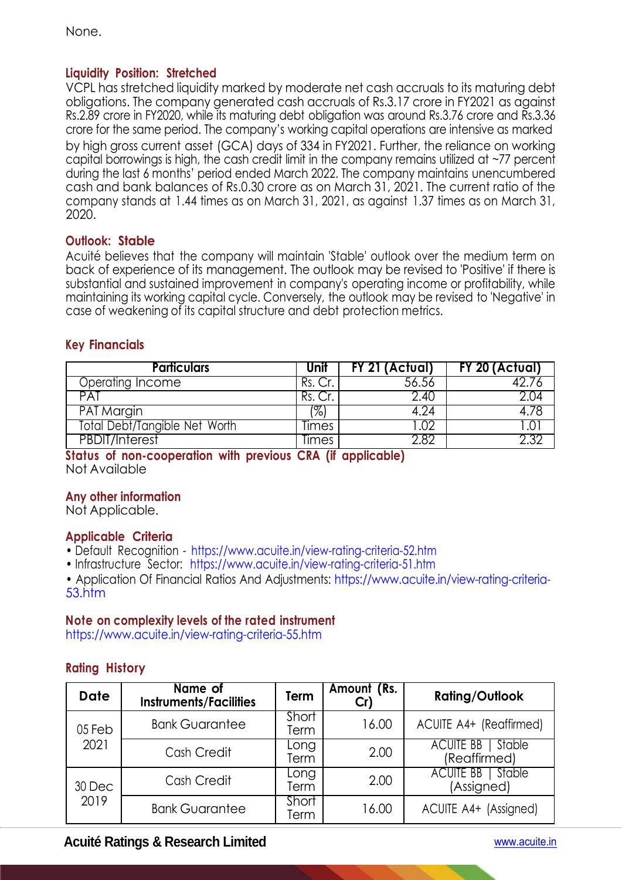None.

### Liquidity Position: Stretched

VCPL has stretched liquidity marked by moderate net cash accruals to its maturing debt obligations. The company generated cash accruals of Rs.3.17 crore in FY2021 as against Rs.2.89 crore in FY2020, while its maturing debt obligation was around Rs.3.76 crore and Rs.3.36 crore for the same period. The company's working capital operations are intensive as marked by high gross current asset (GCA) days of 334 in FY2021. Further, the reliance on working capital borrowings is high, the cash credit limit in the company remains utilized at ~77 percent during the last 6 months' period ended March 2022. The company maintains unencumbered cash and bank balances of Rs.0.30 crore as on March 31, 2021. The current ratio of the company stands at 1.44 times as on March 31, 2021, as against 1.37 times as on March 31, 2020.

### Outlook: Stable

Acuité believes that the company will maintain 'Stable' outlook over the medium term on back of experience of its management. The outlook may be revised to 'Positive' if there is substantial and sustained improvement in company's operating income or profitability, while maintaining its working capital cycle. Conversely, the outlook may be revised to 'Negative' in case of weakening of its capital structure and debt protection metrics.

### Key Financials

| Particulars | Unit | FY 21 (Actual) | FY 20 (Actual) |
|---|---|---|---|
| Operating Income | Rs. Cr. | 56.56 | 42.76 |
| PAT | Rs. Cr. | 2.40 | 2.04 |
| PAT Margin | (%) | 4.24 | 4.78 |
| Total Debt/Tangible Net Worth | Times | 1.02 | 1.01 |
| PBDIT/Interest | Times | 2.82 | 2.32 |

### Status of non-cooperation with previous CRA (if applicable)

Not Available

### Any other information

Not Applicable.

### Applicable Criteria

- Default Recognition - https://www.acuite.in/view-rating-criteria-52.htm
- Infrastructure Sector: https://www.acuite.in/view-rating-criteria-51.htm
- Application Of Financial Ratios And Adjustments: https://www.acuite.in/view-rating-criteria-53.htm

### Note on complexity levels of the rated instrument

https://www.acuite.in/view-rating-criteria-55.htm

### Rating History

| Date | Name of Instruments/Facilities | Term | Amount (Rs. Cr) | Rating/Outlook |
|---|---|---|---|---|
| 05 Feb 2021 | Bank Guarantee | Short Term | 16.00 | ACUITE A4+ (Reaffirmed) |
| | Cash Credit | Long Term | 2.00 | ACUITE BB \| Stable (Reaffirmed) |
| 30 Dec 2019 | Cash Credit | Long Term | 2.00 | ACUITE BB \| Stable (Assigned) |
| | Bank Guarantee | Short Term | 16.00 | ACUITE A4+ (Assigned) |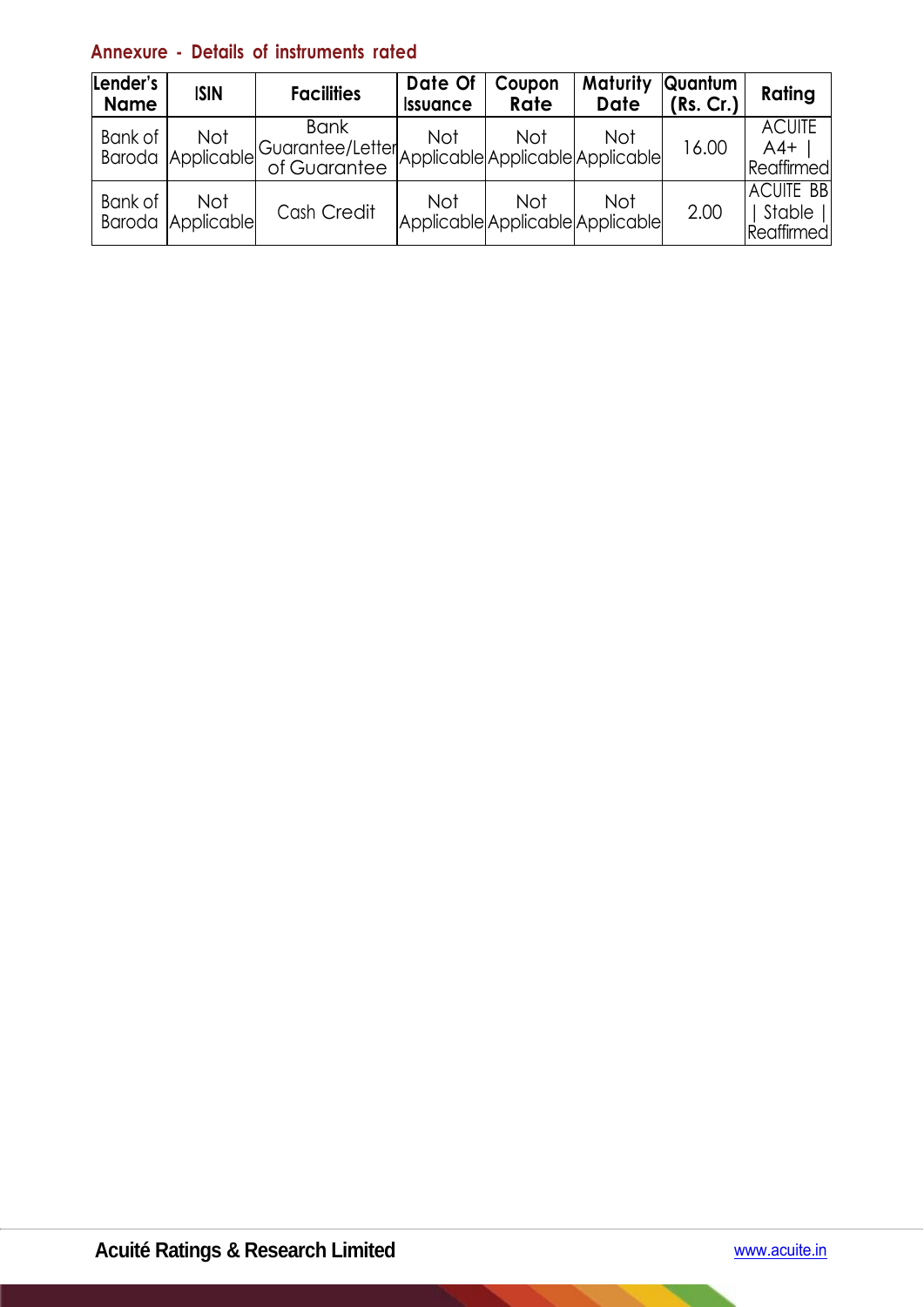## Annexure - Details of instruments rated

| Lender's Name | ISIN | Facilities | Date Of Issuance | Coupon Rate | Maturity Date | Quantum (Rs. Cr.) | Rating |
|---|---|---|---|---|---|---|---|
| Bank of Baroda | Not Applicable | Bank Guarantee/Letter of Guarantee | Not Applicable | Not Applicable | Not Applicable | 16.00 | ACUITE A4+ \| Reaffirmed |
| Bank of Baroda | Not Applicable | Cash Credit | Not Applicable | Not Applicable | Not Applicable | 2.00 | ACUITE BB \| Stable \| Reaffirmed |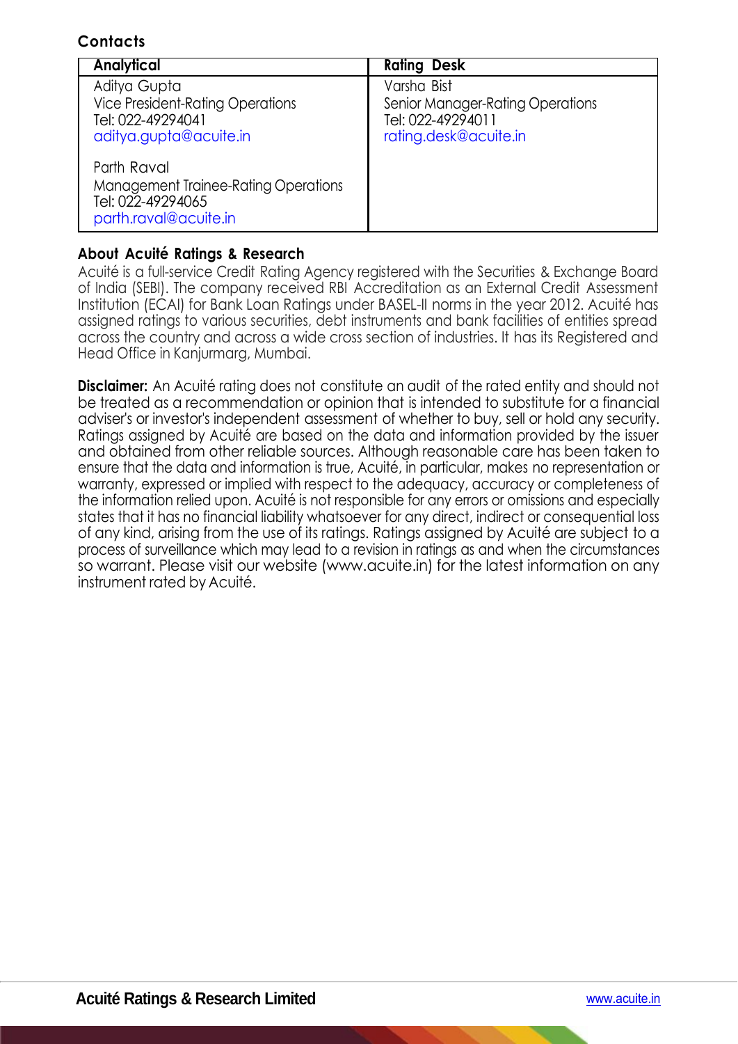## Contacts

| Analytical | Rating Desk |
| --- | --- |
| Aditya Gupta<br>Vice President-Rating Operations<br>Tel: 022-49294041<br>aditya.gupta@acuite.in<br><br>Parth Raval<br>Management Trainee-Rating Operations<br>Tel: 022-49294065<br>parth.raval@acuite.in | Varsha Bist<br>Senior Manager-Rating Operations<br>Tel: 022-49294011<br>rating.desk@acuite.in |

### About Acuité Ratings & Research

Acuité is a full-service Credit Rating Agency registered with the Securities & Exchange Board of India (SEBI). The company received RBI Accreditation as an External Credit Assessment Institution (ECAI) for Bank Loan Ratings under BASEL-II norms in the year 2012. Acuité has assigned ratings to various securities, debt instruments and bank facilities of entities spread across the country and across a wide cross section of industries. It has its Registered and Head Office in Kanjurmarg, Mumbai.

**Disclaimer:** An Acuité rating does not constitute an audit of the rated entity and should not be treated as a recommendation or opinion that is intended to substitute for a financial adviser's or investor's independent assessment of whether to buy, sell or hold any security. Ratings assigned by Acuité are based on the data and information provided by the issuer and obtained from other reliable sources. Although reasonable care has been taken to ensure that the data and information is true, Acuité, in particular, makes no representation or warranty, expressed or implied with respect to the adequacy, accuracy or completeness of the information relied upon. Acuité is not responsible for any errors or omissions and especially states that it has no financial liability whatsoever for any direct, indirect or consequential loss of any kind, arising from the use of its ratings. Ratings assigned by Acuité are subject to a process of surveillance which may lead to a revision in ratings as and when the circumstances so warrant. Please visit our website (www.acuite.in) for the latest information on any instrument rated by Acuité.